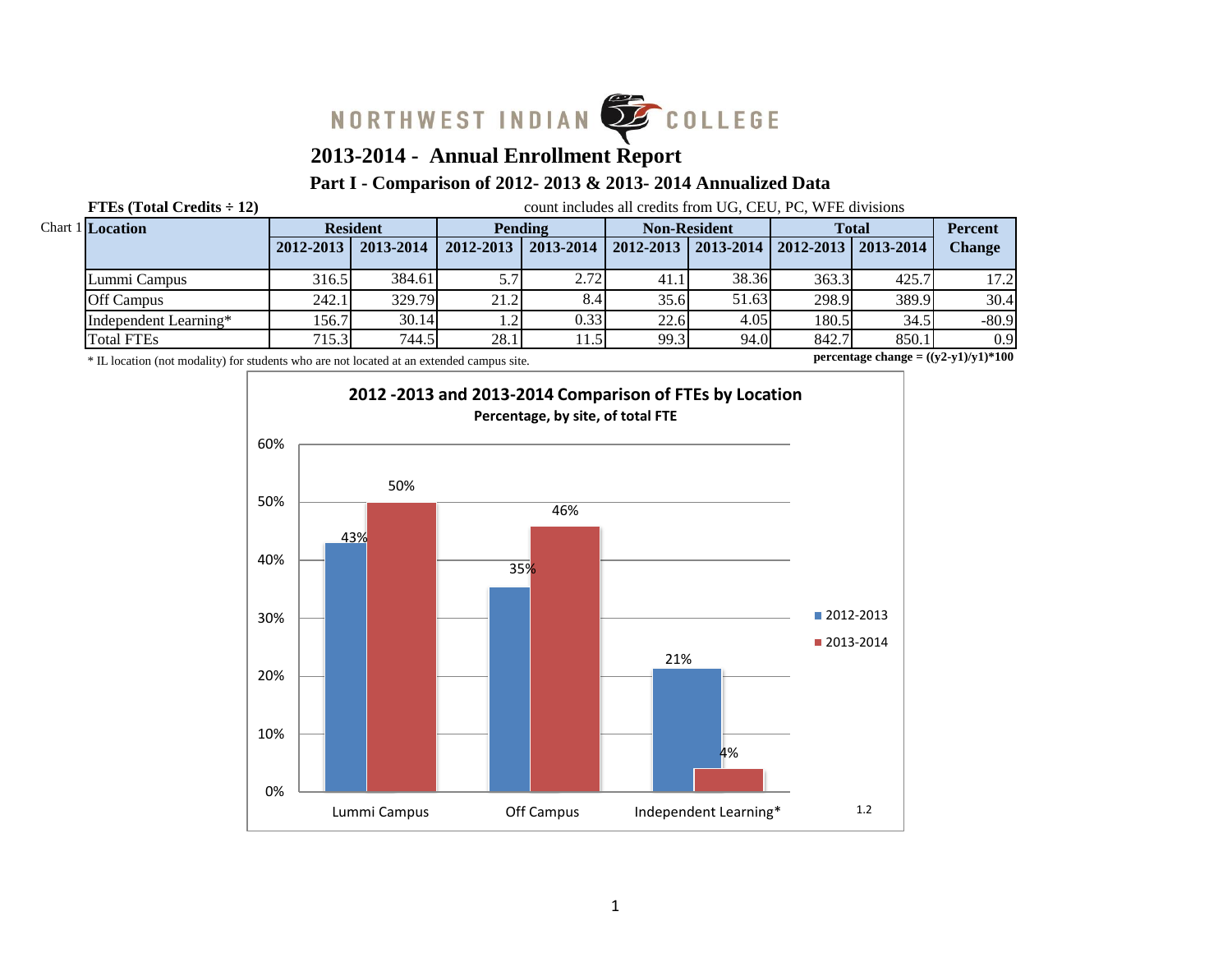NORTHWEST INDIAN COLLEGE

# 2013-2014 - Annual Enrollment Report

## Part I - Comparison of 2012- 2013 & 2013- 2014 Annualized Data

**FTEs (Total Credits ÷ 12)** count includes all credits from UG, CEU, PC, WFE divisions

Chart 1

| Location | Resident | | Pending | | Non-Resident | | Total | | Percent Change |
|---|---|---|---|---|---|---|---|---|---|
| | 2012-2013 | 2013-2014 | 2012-2013 | 2013-2014 | 2012-2013 | 2013-2014 | 2012-2013 | 2013-2014 | |
| Lummi Campus | 316.5 | 384.61 | 5.7 | 2.72 | 41.1 | 38.36 | 363.3 | 425.7 | 17.2 |
| Off Campus | 242.1 | 329.79 | 21.2 | 8.4 | 35.6 | 51.63 | 298.9 | 389.9 | 30.4 |
| Independent Learning* | 156.7 | 30.14 | 1.2 | 0.33 | 22.6 | 4.05 | 180.5 | 34.5 | -80.9 |
| Total FTEs | 715.3 | 744.5 | 28.1 | 11.5 | 99.3 | 94.0 | 842.7 | 850.1 | 0.9 |

* IL location (not modality) for students who are not located at an extended campus site.

**percentage change = ((y2-y1)/y1)*100**

**2012 -2013 and 2013-2014 Comparison of FTEs by Location**
**Percentage, by site, of total FTE**

| Location | 2012-2013 | 2013-2014 |
|---|---|---|
| Lummi Campus | 43% | 50% |
| Off Campus | 35% | 46% |
| Independent Learning* | 21% | 4% |

1.2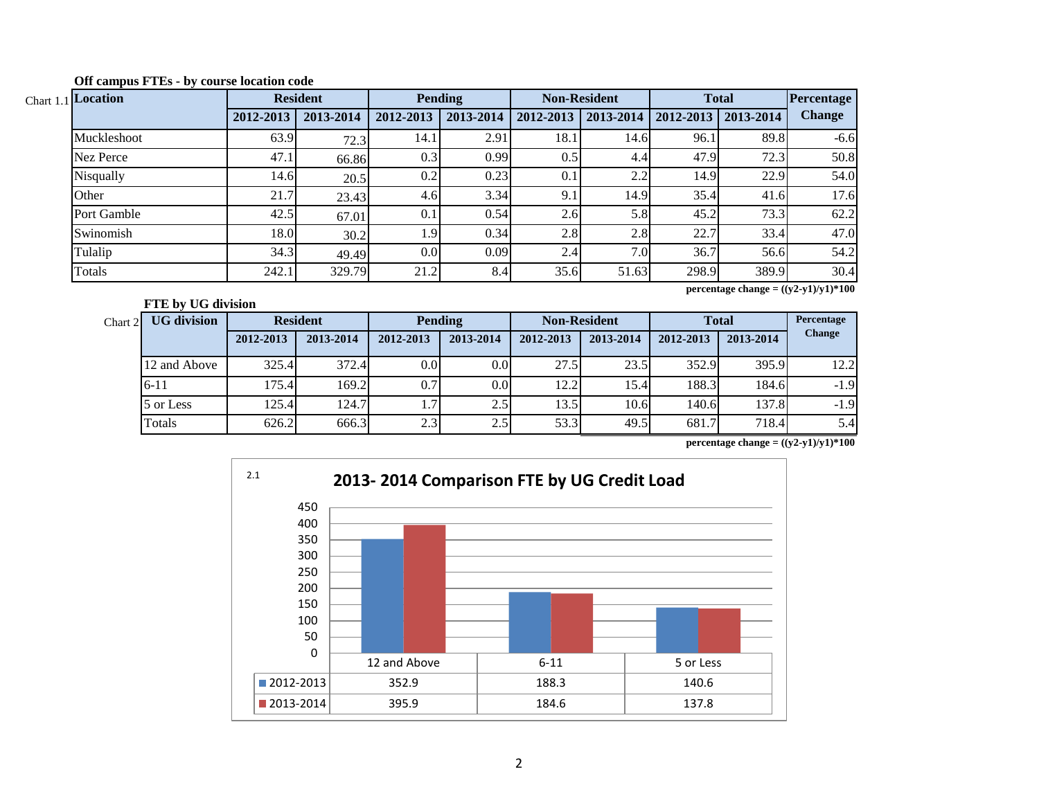### Off campus FTEs - by course location code

Chart 1.1

| Location | Resident | | Pending | | Non-Resident | | Total | | Percentage Change |
|---|---|---|---|---|---|---|---|---|---|
| | 2012-2013 | 2013-2014 | 2012-2013 | 2013-2014 | 2012-2013 | 2013-2014 | 2012-2013 | 2013-2014 | |
| Muckleshoot | 63.9 | 72.3 | 14.1 | 2.91 | 18.1 | 14.6 | 96.1 | 89.8 | -6.6 |
| Nez Perce | 47.1 | 66.86 | 0.3 | 0.99 | 0.5 | 4.4 | 47.9 | 72.3 | 50.8 |
| Nisqually | 14.6 | 20.5 | 0.2 | 0.23 | 0.1 | 2.2 | 14.9 | 22.9 | 54.0 |
| Other | 21.7 | 23.43 | 4.6 | 3.34 | 9.1 | 14.9 | 35.4 | 41.6 | 17.6 |
| Port Gamble | 42.5 | 67.01 | 0.1 | 0.54 | 2.6 | 5.8 | 45.2 | 73.3 | 62.2 |
| Swinomish | 18.0 | 30.2 | 1.9 | 0.34 | 2.8 | 2.8 | 22.7 | 33.4 | 47.0 |
| Tulalip | 34.3 | 49.49 | 0.0 | 0.09 | 2.4 | 7.0 | 36.7 | 56.6 | 54.2 |
| Totals | 242.1 | 329.79 | 21.2 | 8.4 | 35.6 | 51.63 | 298.9 | 389.9 | 30.4 |

**percentage change = ((y2-y1)/y1)*100**

### FTE by UG division

Chart 2

| UG division | Resident | | Pending | | Non-Resident | | Total | | Percentage Change |
|---|---|---|---|---|---|---|---|---|---|
| | 2012-2013 | 2013-2014 | 2012-2013 | 2013-2014 | 2012-2013 | 2013-2014 | 2012-2013 | 2013-2014 | |
| 12 and Above | 325.4 | 372.4 | 0.0 | 0.0 | 27.5 | 23.5 | 352.9 | 395.9 | 12.2 |
| 6-11 | 175.4 | 169.2 | 0.7 | 0.0 | 12.2 | 15.4 | 188.3 | 184.6 | -1.9 |
| 5 or Less | 125.4 | 124.7 | 1.7 | 2.5 | 13.5 | 10.6 | 140.6 | 137.8 | -1.9 |
| Totals | 626.2 | 666.3 | 2.3 | 2.5 | 53.3 | 49.5 | 681.7 | 718.4 | 5.4 |

**percentage change = ((y2-y1)/y1)*100**

2.1

**2013- 2014 Comparison FTE by UG Credit Load**

| | 12 and Above | 6-11 | 5 or Less |
|---|---|---|---|
| 2012-2013 | 352.9 | 188.3 | 140.6 |
| 2013-2014 | 395.9 | 184.6 | 137.8 |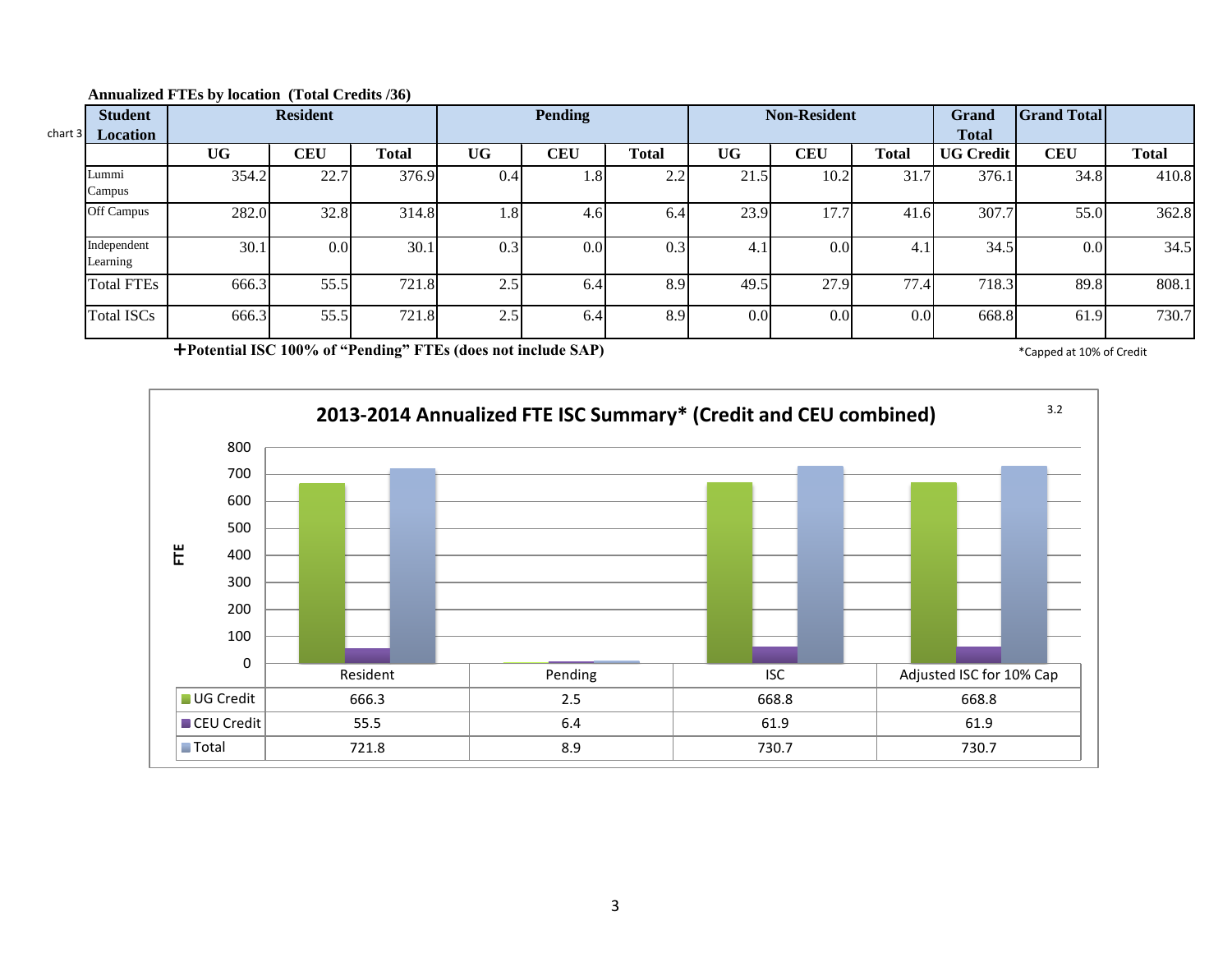**Annualized FTEs by location (Total Credits /36)**

chart 3

| Student Location | Resident | | | Pending | | | Non-Resident | | | Grand Total | Grand Total | |
|---|---|---|---|---|---|---|---|---|---|---|---|---|
| | UG | CEU | Total | UG | CEU | Total | UG | CEU | Total | UG Credit | CEU | Total |
| Lummi Campus | 354.2 | 22.7 | 376.9 | 0.4 | 1.8 | 2.2 | 21.5 | 10.2 | 31.7 | 376.1 | 34.8 | 410.8 |
| Off Campus | 282.0 | 32.8 | 314.8 | 1.8 | 4.6 | 6.4 | 23.9 | 17.7 | 41.6 | 307.7 | 55.0 | 362.8 |
| Independent Learning | 30.1 | 0.0 | 30.1 | 0.3 | 0.0 | 0.3 | 4.1 | 0.0 | 4.1 | 34.5 | 0.0 | 34.5 |
| Total FTEs | 666.3 | 55.5 | 721.8 | 2.5 | 6.4 | 8.9 | 49.5 | 27.9 | 77.4 | 718.3 | 89.8 | 808.1 |
| Total ISCs | 666.3 | 55.5 | 721.8 | 2.5 | 6.4 | 8.9 | 0.0 | 0.0 | 0.0 | 668.8 | 61.9 | 730.7 |

**+Potential ISC 100% of "Pending" FTEs (does not include SAP)**

*Capped at 10% of Credit

**2013-2014 Annualized FTE ISC Summary* (Credit and CEU combined)**

3.2

| | Resident | Pending | ISC | Adjusted ISC for 10% Cap |
|---|---|---|---|---|
| UG Credit | 666.3 | 2.5 | 668.8 | 668.8 |
| CEU Credit | 55.5 | 6.4 | 61.9 | 61.9 |
| Total | 721.8 | 8.9 | 730.7 | 730.7 |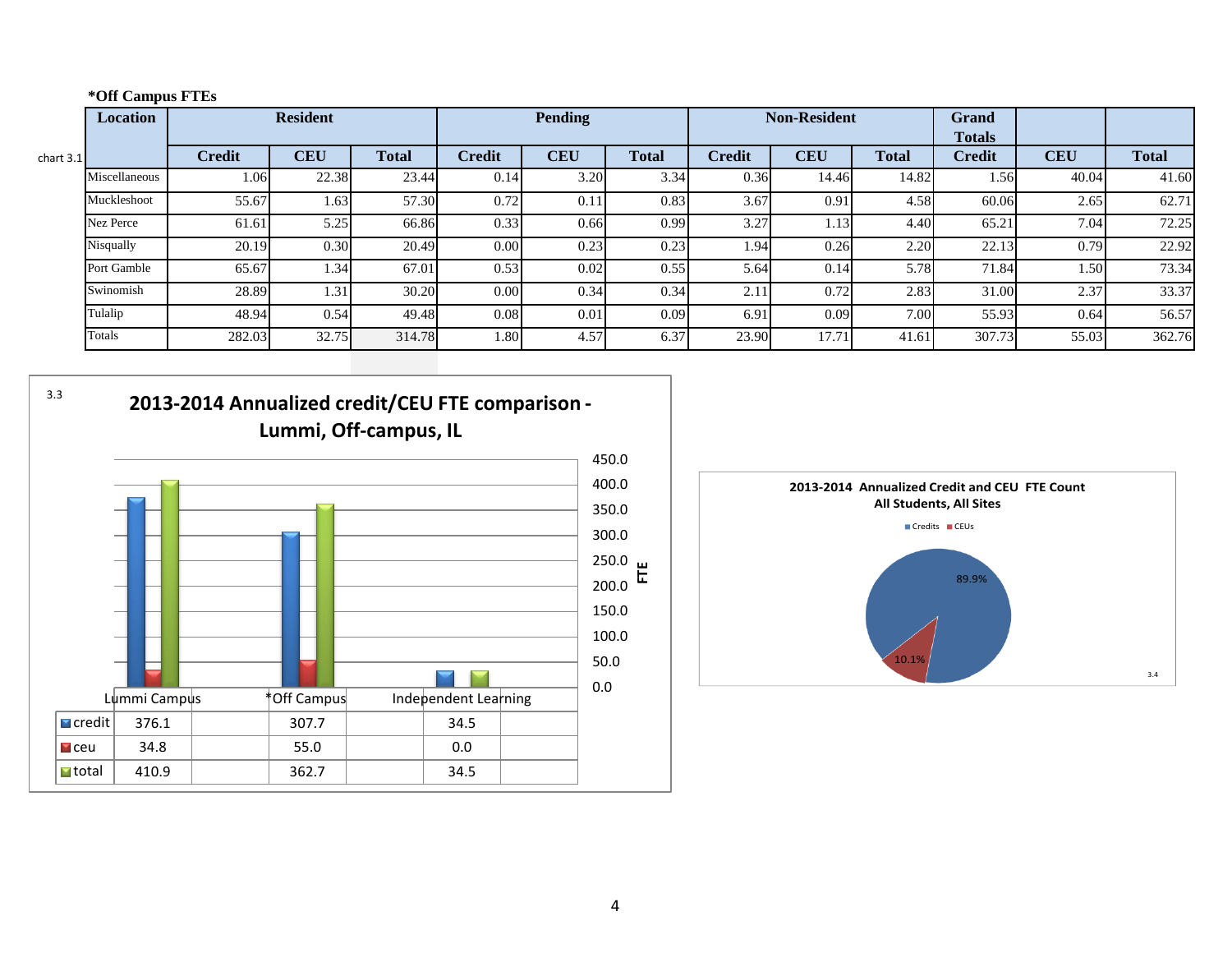**\*Off Campus FTEs**

chart 3.1

| Location | Resident | | | Pending | | | Non-Resident | | | Grand Totals | | |
|---|---|---|---|---|---|---|---|---|---|---|---|---|
| | Credit | CEU | Total | Credit | CEU | Total | Credit | CEU | Total | Credit | CEU | Total |
| Miscellaneous | 1.06 | 22.38 | 23.44 | 0.14 | 3.20 | 3.34 | 0.36 | 14.46 | 14.82 | 1.56 | 40.04 | 41.60 |
| Muckleshoot | 55.67 | 1.63 | 57.30 | 0.72 | 0.11 | 0.83 | 3.67 | 0.91 | 4.58 | 60.06 | 2.65 | 62.71 |
| Nez Perce | 61.61 | 5.25 | 66.86 | 0.33 | 0.66 | 0.99 | 3.27 | 1.13 | 4.40 | 65.21 | 7.04 | 72.25 |
| Nisqually | 20.19 | 0.30 | 20.49 | 0.00 | 0.23 | 0.23 | 1.94 | 0.26 | 2.20 | 22.13 | 0.79 | 22.92 |
| Port Gamble | 65.67 | 1.34 | 67.01 | 0.53 | 0.02 | 0.55 | 5.64 | 0.14 | 5.78 | 71.84 | 1.50 | 73.34 |
| Swinomish | 28.89 | 1.31 | 30.20 | 0.00 | 0.34 | 0.34 | 2.11 | 0.72 | 2.83 | 31.00 | 2.37 | 33.37 |
| Tulalip | 48.94 | 0.54 | 49.48 | 0.08 | 0.01 | 0.09 | 6.91 | 0.09 | 7.00 | 55.93 | 0.64 | 56.57 |
| Totals | 282.03 | 32.75 | 314.78 | 1.80 | 4.57 | 6.37 | 23.90 | 17.71 | 41.61 | 307.73 | 55.03 | 362.76 |

3.3

**2013-2014 Annualized credit/CEU FTE comparison - Lummi, Off-campus, IL**

| | Lummi Campus | *Off Campus | Independent Learning |
|---|---|---|---|
| credit | 376.1 | 307.7 | 34.5 |
| ceu | 34.8 | 55.0 | 0.0 |
| total | 410.9 | 362.7 | 34.5 |

**2013-2014 Annualized Credit and CEU FTE Count**
**All Students, All Sites**

Credits: 89.9%
CEUs: 10.1%

3.4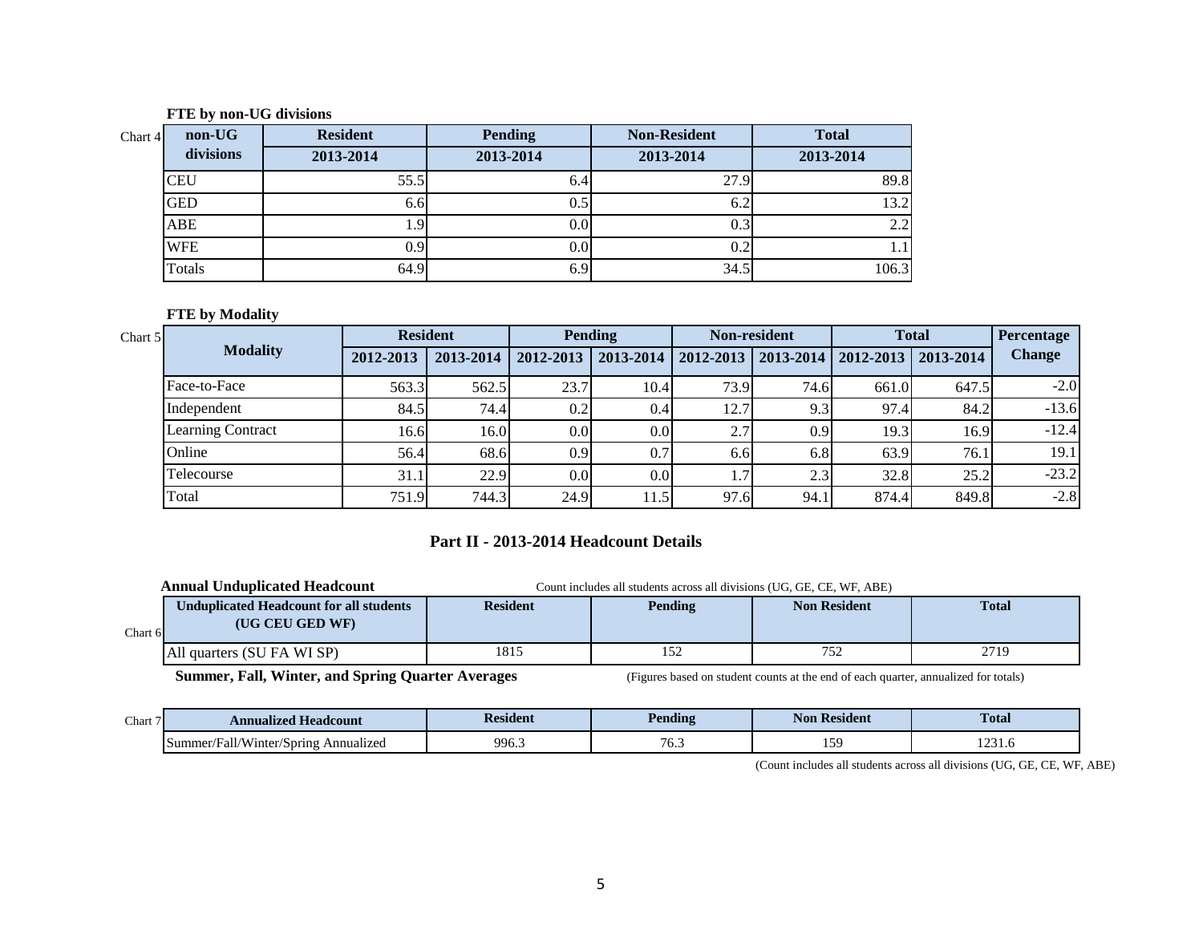**FTE by non-UG divisions**

Chart 4

| non-UG divisions | Resident | Pending | Non-Resident | Total |
|---|---|---|---|---|
| | 2013-2014 | 2013-2014 | 2013-2014 | 2013-2014 |
| CEU | 55.5 | 6.4 | 27.9 | 89.8 |
| GED | 6.6 | 0.5 | 6.2 | 13.2 |
| ABE | 1.9 | 0.0 | 0.3 | 2.2 |
| WFE | 0.9 | 0.0 | 0.2 | 1.1 |
| Totals | 64.9 | 6.9 | 34.5 | 106.3 |

**FTE by Modality**

Chart 5

| Modality | Resident | | Pending | | Non-resident | | Total | | Percentage Change |
|---|---|---|---|---|---|---|---|---|---|
| | 2012-2013 | 2013-2014 | 2012-2013 | 2013-2014 | 2012-2013 | 2013-2014 | 2012-2013 | 2013-2014 | |
| Face-to-Face | 563.3 | 562.5 | 23.7 | 10.4 | 73.9 | 74.6 | 661.0 | 647.5 | -2.0 |
| Independent | 84.5 | 74.4 | 0.2 | 0.4 | 12.7 | 9.3 | 97.4 | 84.2 | -13.6 |
| Learning Contract | 16.6 | 16.0 | 0.0 | 0.0 | 2.7 | 0.9 | 19.3 | 16.9 | -12.4 |
| Online | 56.4 | 68.6 | 0.9 | 0.7 | 6.6 | 6.8 | 63.9 | 76.1 | 19.1 |
| Telecourse | 31.1 | 22.9 | 0.0 | 0.0 | 1.7 | 2.3 | 32.8 | 25.2 | -23.2 |
| Total | 751.9 | 744.3 | 24.9 | 11.5 | 97.6 | 94.1 | 874.4 | 849.8 | -2.8 |

## Part II - 2013-2014 Headcount Details

**Annual Unduplicated Headcount**

Count includes all students across all divisions (UG, GE, CE, WF, ABE)

Chart 6

| Unduplicated Headcount for all students (UG CEU GED WF) | Resident | Pending | Non Resident | Total |
|---|---|---|---|---|
| All quarters (SU FA WI SP) | 1815 | 152 | 752 | 2719 |

**Summer, Fall, Winter, and Spring Quarter Averages**

(Figures based on student counts at the end of each quarter, annualized for totals)

Chart 7

| Annualized Headcount | Resident | Pending | Non Resident | Total |
|---|---|---|---|---|
| Summer/Fall/Winter/Spring Annualized | 996.3 | 76.3 | 159 | 1231.6 |

(Count includes all students across all divisions (UG, GE, CE, WF, ABE)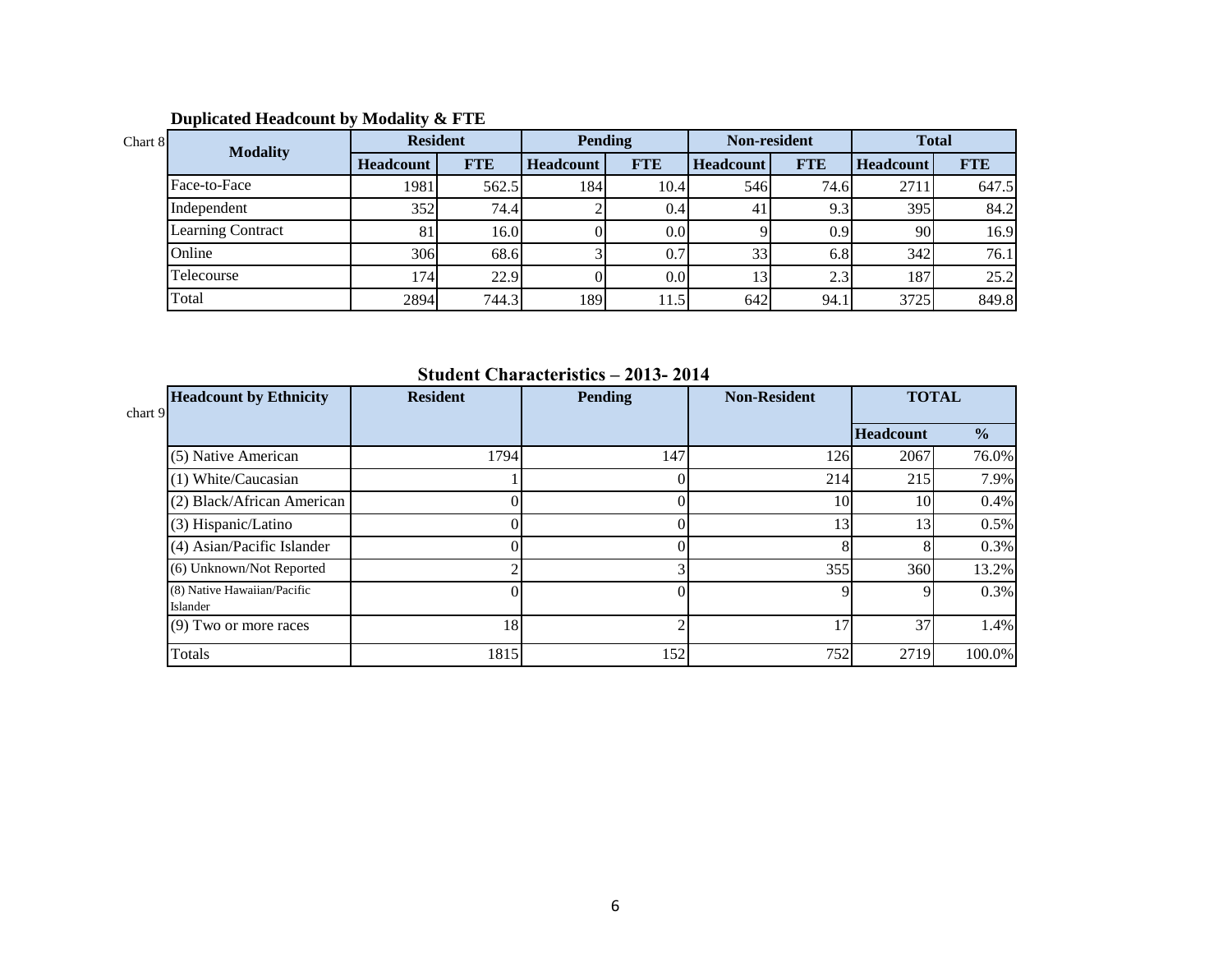## Duplicated Headcount by Modality & FTE

Chart 8

| Modality | Resident | | Pending | | Non-resident | | Total | |
|---|---|---|---|---|---|---|---|---|
| | Headcount | FTE | Headcount | FTE | Headcount | FTE | Headcount | FTE |
| Face-to-Face | 1981 | 562.5 | 184 | 10.4 | 546 | 74.6 | 2711 | 647.5 |
| Independent | 352 | 74.4 | 2 | 0.4 | 41 | 9.3 | 395 | 84.2 |
| Learning Contract | 81 | 16.0 | 0 | 0.0 | 9 | 0.9 | 90 | 16.9 |
| Online | 306 | 68.6 | 3 | 0.7 | 33 | 6.8 | 342 | 76.1 |
| Telecourse | 174 | 22.9 | 0 | 0.0 | 13 | 2.3 | 187 | 25.2 |
| Total | 2894 | 744.3 | 189 | 11.5 | 642 | 94.1 | 3725 | 849.8 |

## Student Characteristics – 2013- 2014

chart 9

| Headcount by Ethnicity | Resident | Pending | Non-Resident | TOTAL | |
|---|---|---|---|---|---|
| | | | | Headcount | % |
| (5) Native American | 1794 | 147 | 126 | 2067 | 76.0% |
| (1) White/Caucasian | 1 | 0 | 214 | 215 | 7.9% |
| (2) Black/African American | 0 | 0 | 10 | 10 | 0.4% |
| (3) Hispanic/Latino | 0 | 0 | 13 | 13 | 0.5% |
| (4) Asian/Pacific Islander | 0 | 0 | 8 | 8 | 0.3% |
| (6) Unknown/Not Reported | 2 | 3 | 355 | 360 | 13.2% |
| (8) Native Hawaiian/Pacific Islander | 0 | 0 | 9 | 9 | 0.3% |
| (9) Two or more races | 18 | 2 | 17 | 37 | 1.4% |
| Totals | 1815 | 152 | 752 | 2719 | 100.0% |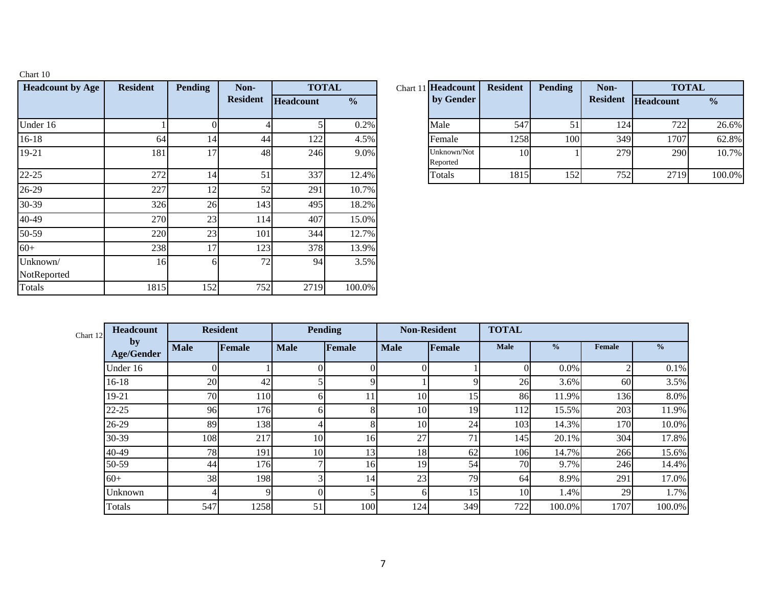Chart 10

| Headcount by Age | Resident | Pending | Non-Resident | TOTAL | |
|---|---|---|---|---|---|
| | | | | Headcount | % |
| Under 16 | 1 | 0 | 4 | 5 | 0.2% |
| 16-18 | 64 | 14 | 44 | 122 | 4.5% |
| 19-21 | 181 | 17 | 48 | 246 | 9.0% |
| 22-25 | 272 | 14 | 51 | 337 | 12.4% |
| 26-29 | 227 | 12 | 52 | 291 | 10.7% |
| 30-39 | 326 | 26 | 143 | 495 | 18.2% |
| 40-49 | 270 | 23 | 114 | 407 | 15.0% |
| 50-59 | 220 | 23 | 101 | 344 | 12.7% |
| 60+ | 238 | 17 | 123 | 378 | 13.9% |
| Unknown/ NotReported | 16 | 6 | 72 | 94 | 3.5% |
| Totals | 1815 | 152 | 752 | 2719 | 100.0% |

Chart 11

| Headcount by Gender | Resident | Pending | Non-Resident | TOTAL | |
|---|---|---|---|---|---|
| | | | | Headcount | % |
| Male | 547 | 51 | 124 | 722 | 26.6% |
| Female | 1258 | 100 | 349 | 1707 | 62.8% |
| Unknown/Not Reported | 10 | 1 | 279 | 290 | 10.7% |
| Totals | 1815 | 152 | 752 | 2719 | 100.0% |

Chart 12

| Headcount by Age/Gender | Resident | | Pending | | Non-Resident | | TOTAL | | | |
|---|---|---|---|---|---|---|---|---|---|---|
| | Male | Female | Male | Female | Male | Female | Male | % | Female | % |
| Under 16 | 0 | 1 | 0 | 0 | 0 | 1 | 0 | 0.0% | 2 | 0.1% |
| 16-18 | 20 | 42 | 5 | 9 | 1 | 9 | 26 | 3.6% | 60 | 3.5% |
| 19-21 | 70 | 110 | 6 | 11 | 10 | 15 | 86 | 11.9% | 136 | 8.0% |
| 22-25 | 96 | 176 | 6 | 8 | 10 | 19 | 112 | 15.5% | 203 | 11.9% |
| 26-29 | 89 | 138 | 4 | 8 | 10 | 24 | 103 | 14.3% | 170 | 10.0% |
| 30-39 | 108 | 217 | 10 | 16 | 27 | 71 | 145 | 20.1% | 304 | 17.8% |
| 40-49 | 78 | 191 | 10 | 13 | 18 | 62 | 106 | 14.7% | 266 | 15.6% |
| 50-59 | 44 | 176 | 7 | 16 | 19 | 54 | 70 | 9.7% | 246 | 14.4% |
| 60+ | 38 | 198 | 3 | 14 | 23 | 79 | 64 | 8.9% | 291 | 17.0% |
| Unknown | 4 | 9 | 0 | 5 | 6 | 15 | 10 | 1.4% | 29 | 1.7% |
| Totals | 547 | 1258 | 51 | 100 | 124 | 349 | 722 | 100.0% | 1707 | 100.0% |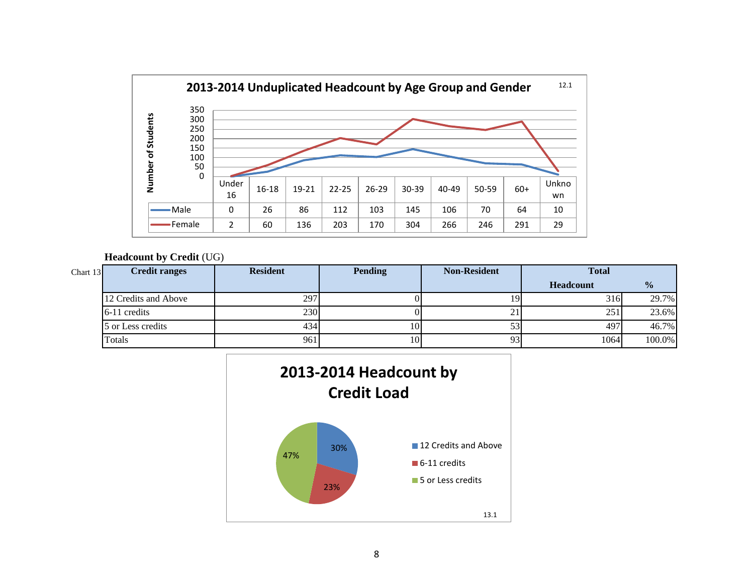## 2013-2014 Unduplicated Headcount by Age Group and Gender

12.1

| | Under 16 | 16-18 | 19-21 | 22-25 | 26-29 | 30-39 | 40-49 | 50-59 | 60+ | Unknown |
|---|---|---|---|---|---|---|---|---|---|---|
| Male | 0 | 26 | 86 | 112 | 103 | 145 | 106 | 70 | 64 | 10 |
| Female | 2 | 60 | 136 | 203 | 170 | 304 | 266 | 246 | 291 | 29 |

**Headcount by Credit** (UG)

Chart 13

| Credit ranges | Resident | Pending | Non-Resident | Total Headcount | % |
|---|---|---|---|---|---|
| 12 Credits and Above | 297 | 0 | 19 | 316 | 29.7% |
| 6-11 credits | 230 | 0 | 21 | 251 | 23.6% |
| 5 or Less credits | 434 | 10 | 53 | 497 | 46.7% |
| Totals | 961 | 10 | 93 | 1064 | 100.0% |

## 2013-2014 Headcount by Credit Load

| Credit Load | % |
|---|---|
| 12 Credits and Above | 30% |
| 6-11 credits | 23% |
| 5 or Less credits | 47% |

13.1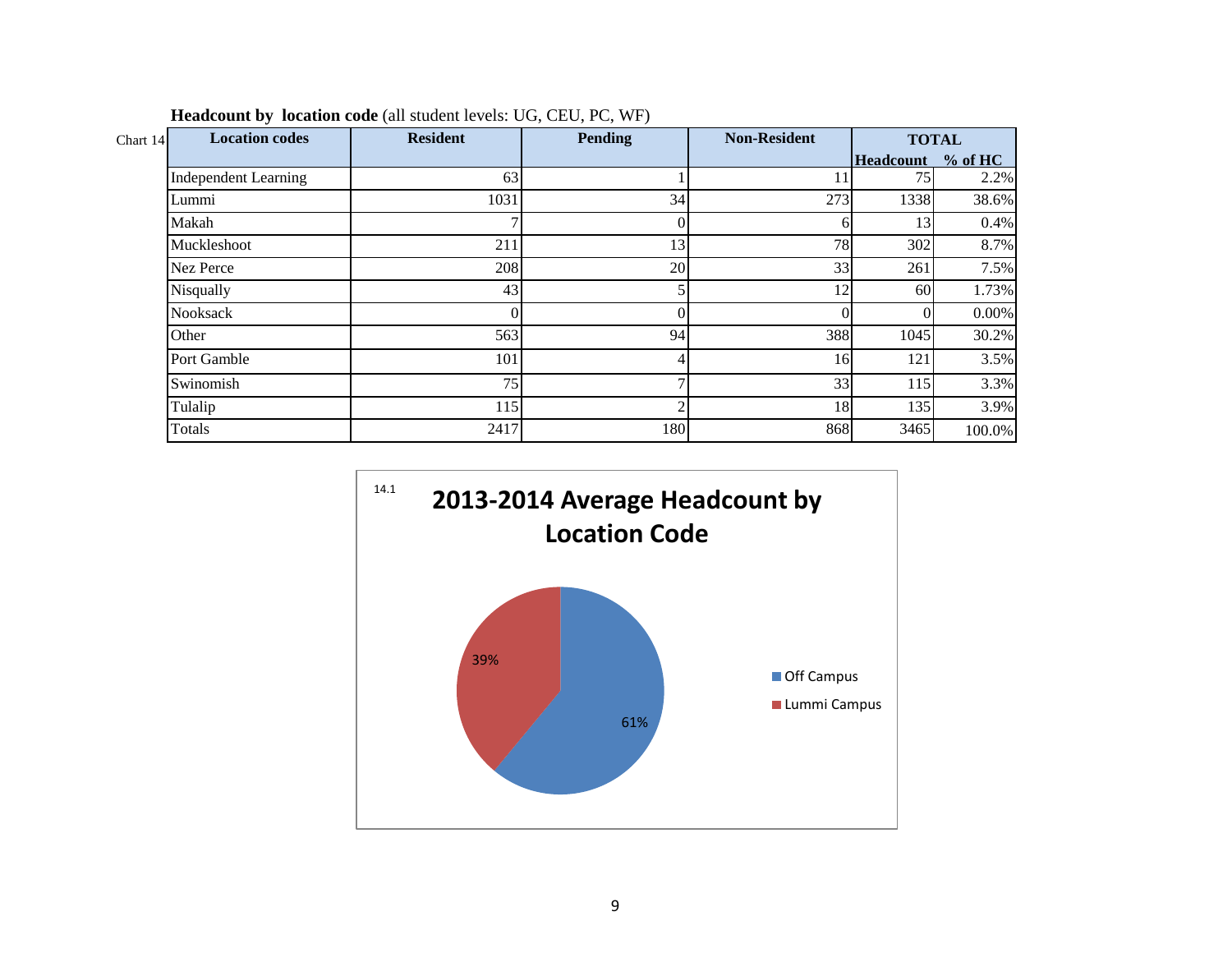**Headcount by location code** (all student levels: UG, CEU, PC, WF)

Chart 14

| Location codes | Resident | Pending | Non-Resident | TOTAL | |
|---|---|---|---|---|---|
| | | | | Headcount | % of HC |
| Independent Learning | 63 | 1 | 11 | 75 | 2.2% |
| Lummi | 1031 | 34 | 273 | 1338 | 38.6% |
| Makah | 7 | 0 | 6 | 13 | 0.4% |
| Muckleshoot | 211 | 13 | 78 | 302 | 8.7% |
| Nez Perce | 208 | 20 | 33 | 261 | 7.5% |
| Nisqually | 43 | 5 | 12 | 60 | 1.73% |
| Nooksack | 0 | 0 | 0 | 0 | 0.00% |
| Other | 563 | 94 | 388 | 1045 | 30.2% |
| Port Gamble | 101 | 4 | 16 | 121 | 3.5% |
| Swinomish | 75 | 7 | 33 | 115 | 3.3% |
| Tulalip | 115 | 2 | 18 | 135 | 3.9% |
| Totals | 2417 | 180 | 868 | 3465 | 100.0% |

14.1

**2013-2014 Average Headcount by Location Code**

| Location | % |
|---|---|
| Off Campus | 61% |
| Lummi Campus | 39% |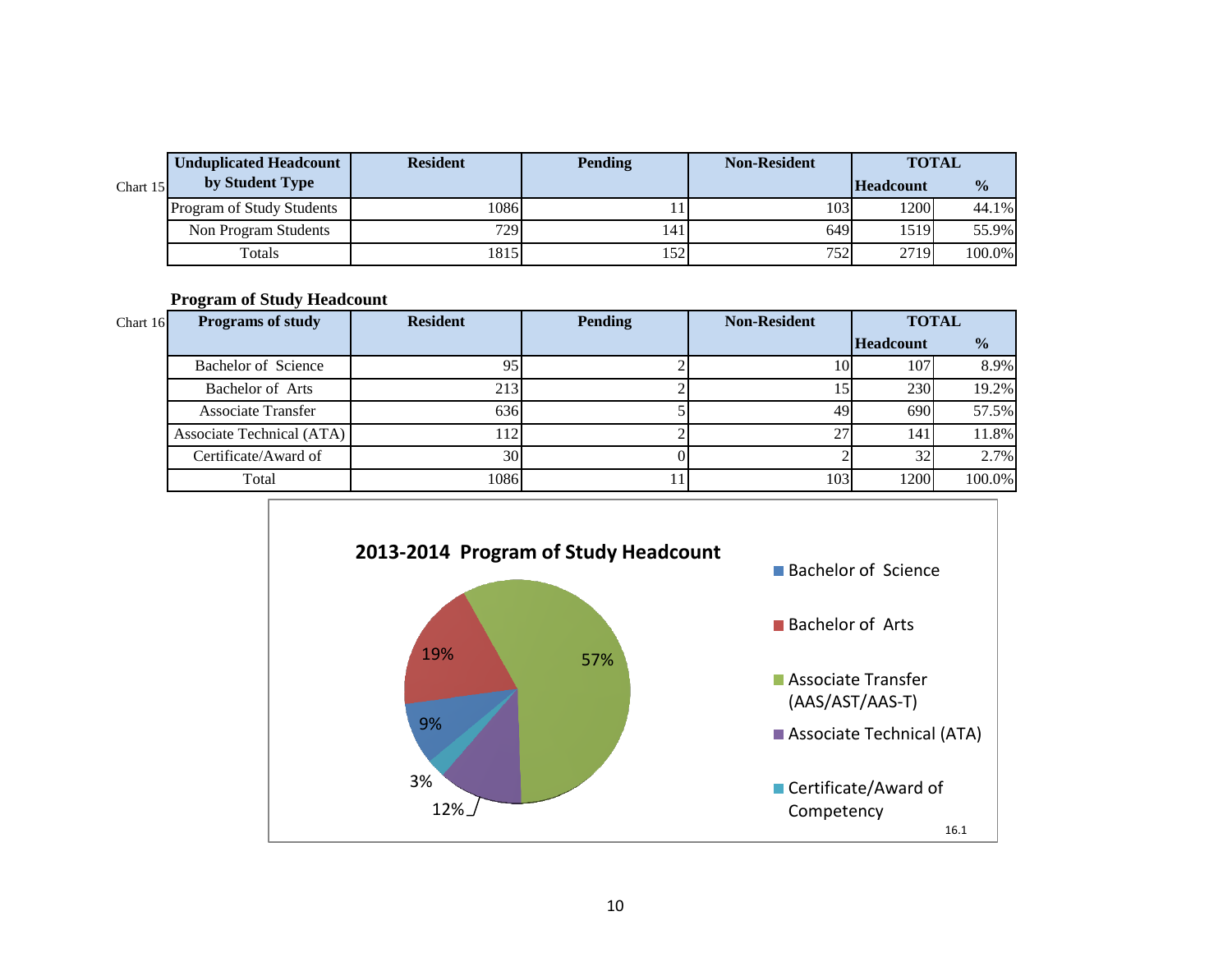Chart 15

| Unduplicated Headcount by Student Type | Resident | Pending | Non-Resident | TOTAL | |
|---|---|---|---|---|---|
| | | | | Headcount | % |
| Program of Study Students | 1086 | 11 | 103 | 1200 | 44.1% |
| Non Program Students | 729 | 141 | 649 | 1519 | 55.9% |
| Totals | 1815 | 152 | 752 | 2719 | 100.0% |

**Program of Study Headcount**

Chart 16

| Programs of study | Resident | Pending | Non-Resident | TOTAL | |
|---|---|---|---|---|---|
| | | | | Headcount | % |
| Bachelor of Science | 95 | 2 | 10 | 107 | 8.9% |
| Bachelor of Arts | 213 | 2 | 15 | 230 | 19.2% |
| Associate Transfer | 636 | 5 | 49 | 690 | 57.5% |
| Associate Technical (ATA) | 112 | 2 | 27 | 141 | 11.8% |
| Certificate/Award of | 30 | 0 | 2 | 32 | 2.7% |
| Total | 1086 | 11 | 103 | 1200 | 100.0% |

**2013-2014 Program of Study Headcount**

- Bachelor of Science: 9%
- Bachelor of Arts: 19%
- Associate Transfer (AAS/AST/AAS-T): 57%
- Associate Technical (ATA): 12%
- Certificate/Award of Competency: 3%

16.1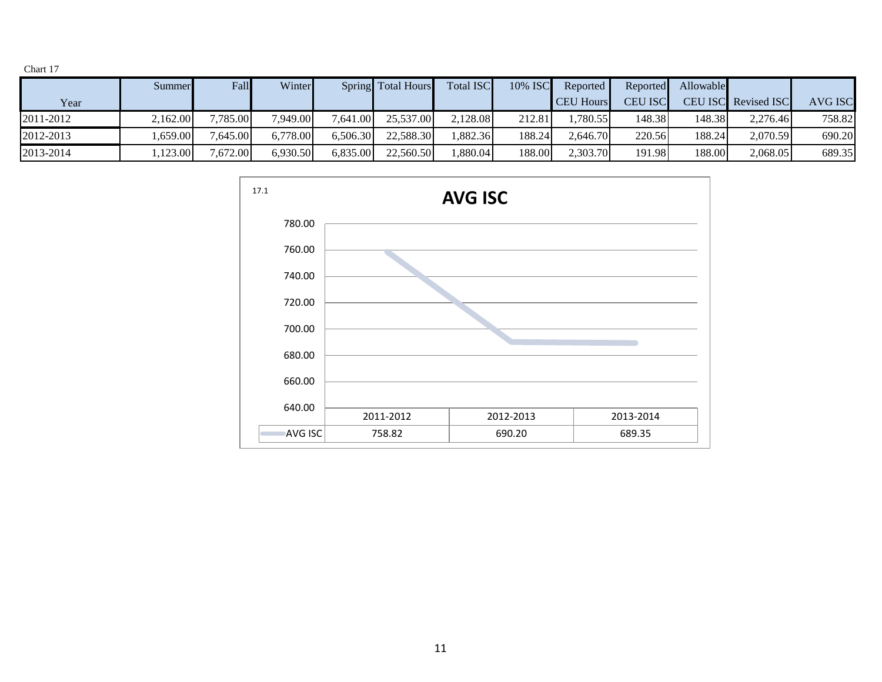Chart 17

| Year | Summer | Fall | Winter | Spring | Total Hours | Total ISC | 10% ISC | Reported CEU Hours | Reported CEU ISC | Allowable CEU ISC | Revised ISC | AVG ISC |
|---|---|---|---|---|---|---|---|---|---|---|---|---|
| 2011-2012 | 2,162.00 | 7,785.00 | 7,949.00 | 7,641.00 | 25,537.00 | 2,128.08 | 212.81 | 1,780.55 | 148.38 | 148.38 | 2,276.46 | 758.82 |
| 2012-2013 | 1,659.00 | 7,645.00 | 6,778.00 | 6,506.30 | 22,588.30 | 1,882.36 | 188.24 | 2,646.70 | 220.56 | 188.24 | 2,070.59 | 690.20 |
| 2013-2014 | 1,123.00 | 7,672.00 | 6,930.50 | 6,835.00 | 22,560.50 | 1,880.04 | 188.00 | 2,303.70 | 191.98 | 188.00 | 2,068.05 | 689.35 |

17.1

AVG ISC

780.00
760.00
740.00
720.00
700.00
680.00
660.00
640.00

2011-2012 2012-2013 2013-2014

AVG ISC 758.82 690.20 689.35